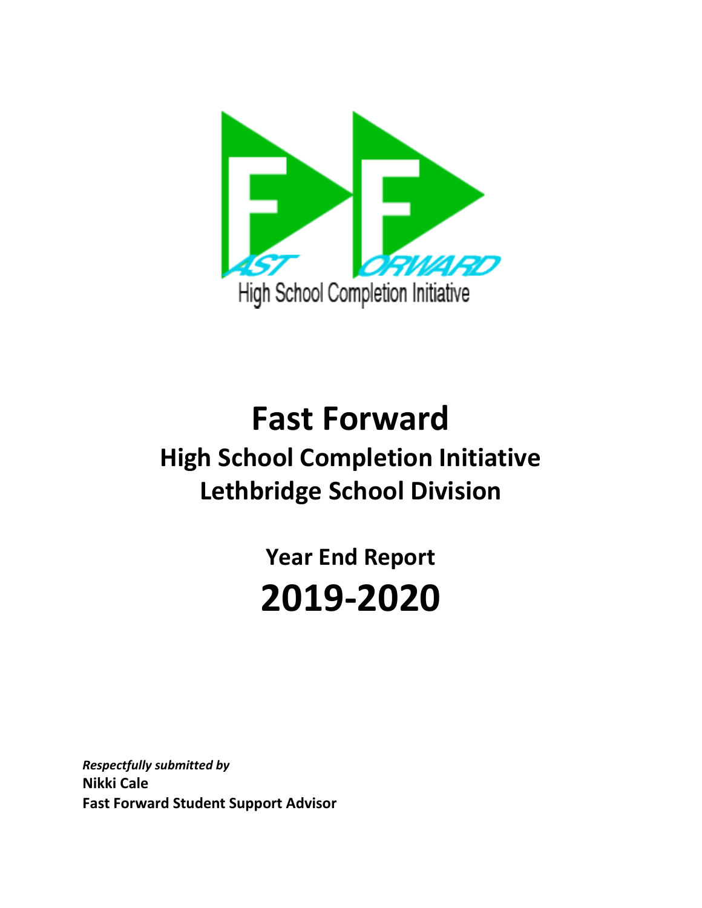FAST FORWARD

High School Completion Initiative

# Fast Forward

## High School Completion Initiative
## Lethbridge School Division

### Year End Report
# 2019-2020

*Respectfully submitted by*
**Nikki Cale**
**Fast Forward Student Support Advisor**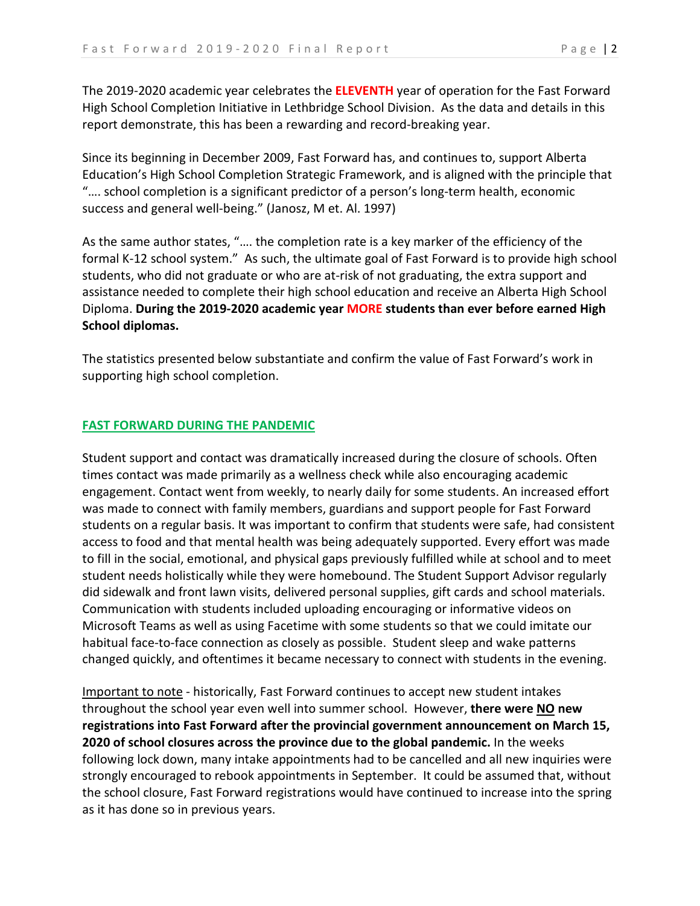The 2019-2020 academic year celebrates the **ELEVENTH** year of operation for the Fast Forward High School Completion Initiative in Lethbridge School Division. As the data and details in this report demonstrate, this has been a rewarding and record-breaking year.

Since its beginning in December 2009, Fast Forward has, and continues to, support Alberta Education's High School Completion Strategic Framework, and is aligned with the principle that "…. school completion is a significant predictor of a person's long-term health, economic success and general well-being." (Janosz, M et. Al. 1997)

As the same author states, "…. the completion rate is a key marker of the efficiency of the formal K-12 school system." As such, the ultimate goal of Fast Forward is to provide high school students, who did not graduate or who are at-risk of not graduating, the extra support and assistance needed to complete their high school education and receive an Alberta High School Diploma. **During the 2019-2020 academic year MORE students than ever before earned High School diplomas.**

The statistics presented below substantiate and confirm the value of Fast Forward's work in supporting high school completion.

## FAST FORWARD DURING THE PANDEMIC

Student support and contact was dramatically increased during the closure of schools. Often times contact was made primarily as a wellness check while also encouraging academic engagement. Contact went from weekly, to nearly daily for some students. An increased effort was made to connect with family members, guardians and support people for Fast Forward students on a regular basis. It was important to confirm that students were safe, had consistent access to food and that mental health was being adequately supported. Every effort was made to fill in the social, emotional, and physical gaps previously fulfilled while at school and to meet student needs holistically while they were homebound. The Student Support Advisor regularly did sidewalk and front lawn visits, delivered personal supplies, gift cards and school materials. Communication with students included uploading encouraging or informative videos on Microsoft Teams as well as using Facetime with some students so that we could imitate our habitual face-to-face connection as closely as possible. Student sleep and wake patterns changed quickly, and oftentimes it became necessary to connect with students in the evening.

Important to note - historically, Fast Forward continues to accept new student intakes throughout the school year even well into summer school. However, **there were NO new registrations into Fast Forward after the provincial government announcement on March 15, 2020 of school closures across the province due to the global pandemic.** In the weeks following lock down, many intake appointments had to be cancelled and all new inquiries were strongly encouraged to rebook appointments in September. It could be assumed that, without the school closure, Fast Forward registrations would have continued to increase into the spring as it has done so in previous years.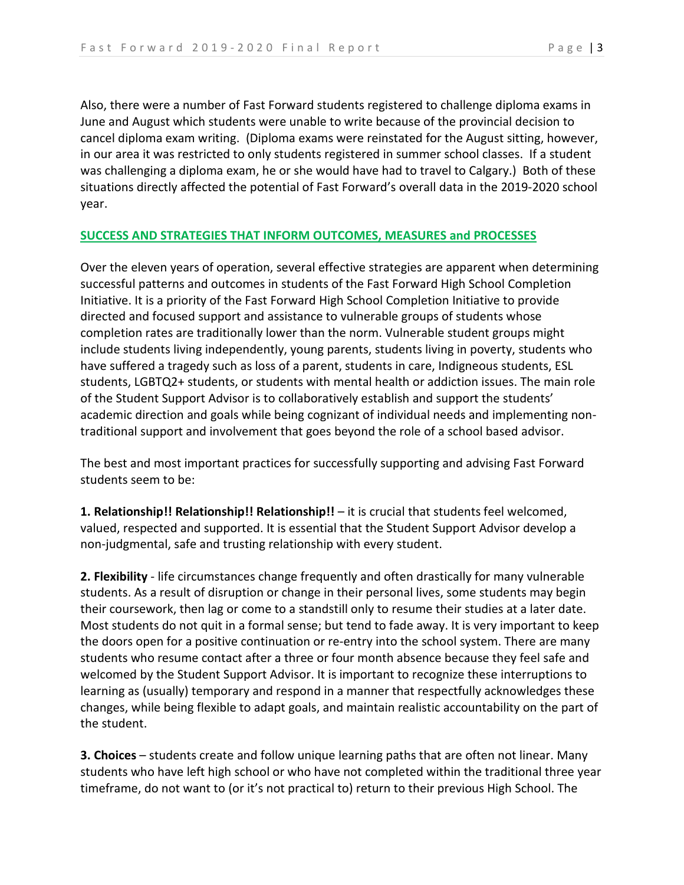Also, there were a number of Fast Forward students registered to challenge diploma exams in June and August which students were unable to write because of the provincial decision to cancel diploma exam writing. (Diploma exams were reinstated for the August sitting, however, in our area it was restricted to only students registered in summer school classes. If a student was challenging a diploma exam, he or she would have had to travel to Calgary.) Both of these situations directly affected the potential of Fast Forward's overall data in the 2019-2020 school year.

## SUCCESS AND STRATEGIES THAT INFORM OUTCOMES, MEASURES and PROCESSES

Over the eleven years of operation, several effective strategies are apparent when determining successful patterns and outcomes in students of the Fast Forward High School Completion Initiative. It is a priority of the Fast Forward High School Completion Initiative to provide directed and focused support and assistance to vulnerable groups of students whose completion rates are traditionally lower than the norm. Vulnerable student groups might include students living independently, young parents, students living in poverty, students who have suffered a tragedy such as loss of a parent, students in care, Indigneous students, ESL students, LGBTQ2+ students, or students with mental health or addiction issues. The main role of the Student Support Advisor is to collaboratively establish and support the students' academic direction and goals while being cognizant of individual needs and implementing non-traditional support and involvement that goes beyond the role of a school based advisor.

The best and most important practices for successfully supporting and advising Fast Forward students seem to be:

**1. Relationship!! Relationship!! Relationship!!** – it is crucial that students feel welcomed, valued, respected and supported. It is essential that the Student Support Advisor develop a non-judgmental, safe and trusting relationship with every student.

**2. Flexibility** - life circumstances change frequently and often drastically for many vulnerable students. As a result of disruption or change in their personal lives, some students may begin their coursework, then lag or come to a standstill only to resume their studies at a later date. Most students do not quit in a formal sense; but tend to fade away. It is very important to keep the doors open for a positive continuation or re-entry into the school system. There are many students who resume contact after a three or four month absence because they feel safe and welcomed by the Student Support Advisor. It is important to recognize these interruptions to learning as (usually) temporary and respond in a manner that respectfully acknowledges these changes, while being flexible to adapt goals, and maintain realistic accountability on the part of the student.

**3. Choices** – students create and follow unique learning paths that are often not linear. Many students who have left high school or who have not completed within the traditional three year timeframe, do not want to (or it's not practical to) return to their previous High School. The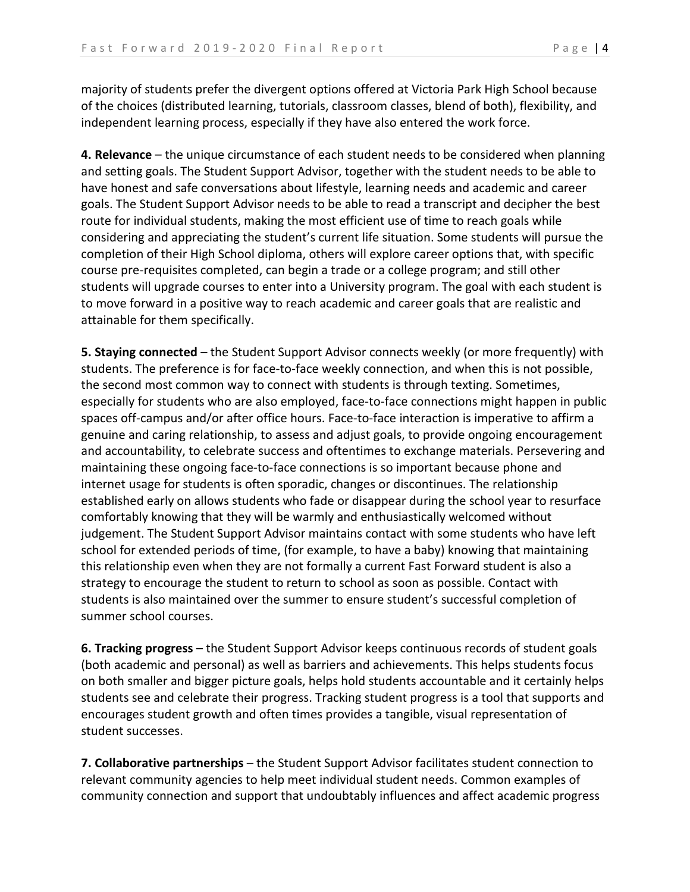majority of students prefer the divergent options offered at Victoria Park High School because of the choices (distributed learning, tutorials, classroom classes, blend of both), flexibility, and independent learning process, especially if they have also entered the work force.

**4. Relevance** – the unique circumstance of each student needs to be considered when planning and setting goals. The Student Support Advisor, together with the student needs to be able to have honest and safe conversations about lifestyle, learning needs and academic and career goals. The Student Support Advisor needs to be able to read a transcript and decipher the best route for individual students, making the most efficient use of time to reach goals while considering and appreciating the student's current life situation. Some students will pursue the completion of their High School diploma, others will explore career options that, with specific course pre-requisites completed, can begin a trade or a college program; and still other students will upgrade courses to enter into a University program. The goal with each student is to move forward in a positive way to reach academic and career goals that are realistic and attainable for them specifically.

**5. Staying connected** – the Student Support Advisor connects weekly (or more frequently) with students. The preference is for face-to-face weekly connection, and when this is not possible, the second most common way to connect with students is through texting. Sometimes, especially for students who are also employed, face-to-face connections might happen in public spaces off-campus and/or after office hours. Face-to-face interaction is imperative to affirm a genuine and caring relationship, to assess and adjust goals, to provide ongoing encouragement and accountability, to celebrate success and oftentimes to exchange materials. Persevering and maintaining these ongoing face-to-face connections is so important because phone and internet usage for students is often sporadic, changes or discontinues. The relationship established early on allows students who fade or disappear during the school year to resurface comfortably knowing that they will be warmly and enthusiastically welcomed without judgement. The Student Support Advisor maintains contact with some students who have left school for extended periods of time, (for example, to have a baby) knowing that maintaining this relationship even when they are not formally a current Fast Forward student is also a strategy to encourage the student to return to school as soon as possible. Contact with students is also maintained over the summer to ensure student's successful completion of summer school courses.

**6. Tracking progress** – the Student Support Advisor keeps continuous records of student goals (both academic and personal) as well as barriers and achievements. This helps students focus on both smaller and bigger picture goals, helps hold students accountable and it certainly helps students see and celebrate their progress. Tracking student progress is a tool that supports and encourages student growth and often times provides a tangible, visual representation of student successes.

**7. Collaborative partnerships** – the Student Support Advisor facilitates student connection to relevant community agencies to help meet individual student needs. Common examples of community connection and support that undoubtably influences and affect academic progress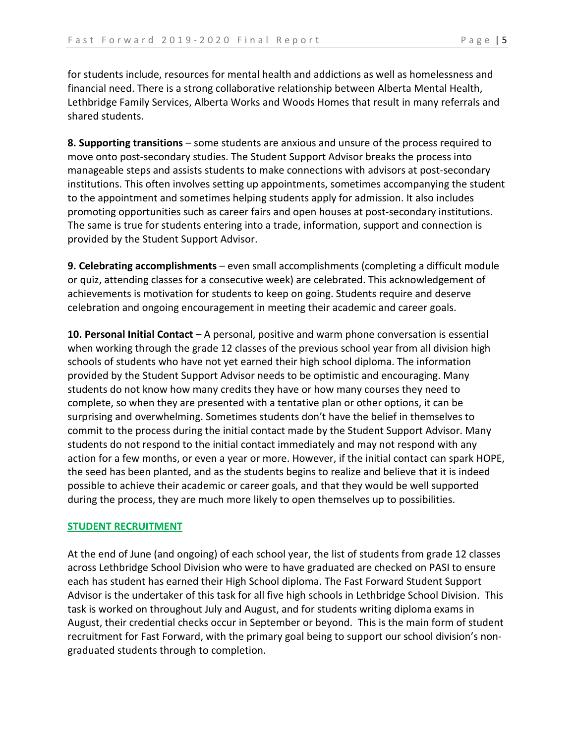for students include, resources for mental health and addictions as well as homelessness and financial need. There is a strong collaborative relationship between Alberta Mental Health, Lethbridge Family Services, Alberta Works and Woods Homes that result in many referrals and shared students.

**8. Supporting transitions** – some students are anxious and unsure of the process required to move onto post-secondary studies. The Student Support Advisor breaks the process into manageable steps and assists students to make connections with advisors at post-secondary institutions. This often involves setting up appointments, sometimes accompanying the student to the appointment and sometimes helping students apply for admission. It also includes promoting opportunities such as career fairs and open houses at post-secondary institutions. The same is true for students entering into a trade, information, support and connection is provided by the Student Support Advisor.

**9. Celebrating accomplishments** – even small accomplishments (completing a difficult module or quiz, attending classes for a consecutive week) are celebrated. This acknowledgement of achievements is motivation for students to keep on going. Students require and deserve celebration and ongoing encouragement in meeting their academic and career goals.

**10. Personal Initial Contact** – A personal, positive and warm phone conversation is essential when working through the grade 12 classes of the previous school year from all division high schools of students who have not yet earned their high school diploma. The information provided by the Student Support Advisor needs to be optimistic and encouraging. Many students do not know how many credits they have or how many courses they need to complete, so when they are presented with a tentative plan or other options, it can be surprising and overwhelming. Sometimes students don't have the belief in themselves to commit to the process during the initial contact made by the Student Support Advisor. Many students do not respond to the initial contact immediately and may not respond with any action for a few months, or even a year or more. However, if the initial contact can spark HOPE, the seed has been planted, and as the students begins to realize and believe that it is indeed possible to achieve their academic or career goals, and that they would be well supported during the process, they are much more likely to open themselves up to possibilities.

## STUDENT RECRUITMENT

At the end of June (and ongoing) of each school year, the list of students from grade 12 classes across Lethbridge School Division who were to have graduated are checked on PASI to ensure each has student has earned their High School diploma. The Fast Forward Student Support Advisor is the undertaker of this task for all five high schools in Lethbridge School Division. This task is worked on throughout July and August, and for students writing diploma exams in August, their credential checks occur in September or beyond. This is the main form of student recruitment for Fast Forward, with the primary goal being to support our school division's non-graduated students through to completion.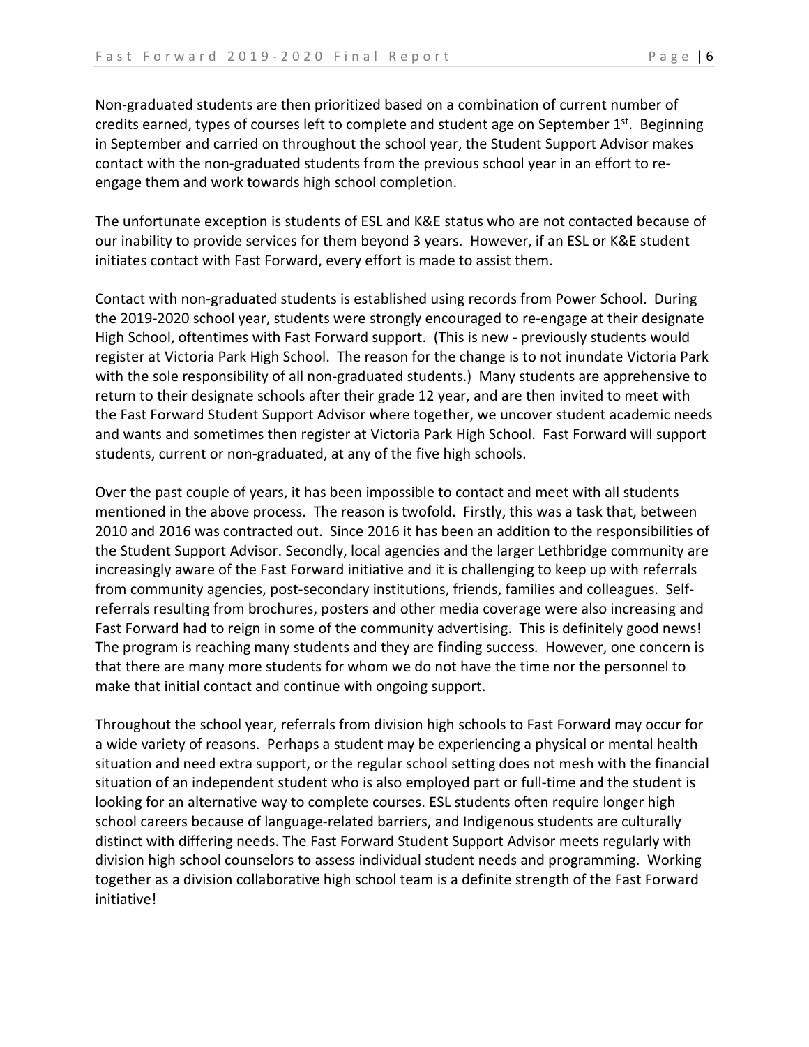Non-graduated students are then prioritized based on a combination of current number of credits earned, types of courses left to complete and student age on September 1st. Beginning in September and carried on throughout the school year, the Student Support Advisor makes contact with the non-graduated students from the previous school year in an effort to re-engage them and work towards high school completion.

The unfortunate exception is students of ESL and K&E status who are not contacted because of our inability to provide services for them beyond 3 years. However, if an ESL or K&E student initiates contact with Fast Forward, every effort is made to assist them.

Contact with non-graduated students is established using records from Power School. During the 2019-2020 school year, students were strongly encouraged to re-engage at their designate High School, oftentimes with Fast Forward support. (This is new - previously students would register at Victoria Park High School. The reason for the change is to not inundate Victoria Park with the sole responsibility of all non-graduated students.) Many students are apprehensive to return to their designate schools after their grade 12 year, and are then invited to meet with the Fast Forward Student Support Advisor where together, we uncover student academic needs and wants and sometimes then register at Victoria Park High School. Fast Forward will support students, current or non-graduated, at any of the five high schools.

Over the past couple of years, it has been impossible to contact and meet with all students mentioned in the above process. The reason is twofold. Firstly, this was a task that, between 2010 and 2016 was contracted out. Since 2016 it has been an addition to the responsibilities of the Student Support Advisor. Secondly, local agencies and the larger Lethbridge community are increasingly aware of the Fast Forward initiative and it is challenging to keep up with referrals from community agencies, post-secondary institutions, friends, families and colleagues. Self-referrals resulting from brochures, posters and other media coverage were also increasing and Fast Forward had to reign in some of the community advertising. This is definitely good news! The program is reaching many students and they are finding success. However, one concern is that there are many more students for whom we do not have the time nor the personnel to make that initial contact and continue with ongoing support.

Throughout the school year, referrals from division high schools to Fast Forward may occur for a wide variety of reasons. Perhaps a student may be experiencing a physical or mental health situation and need extra support, or the regular school setting does not mesh with the financial situation of an independent student who is also employed part or full-time and the student is looking for an alternative way to complete courses. ESL students often require longer high school careers because of language-related barriers, and Indigenous students are culturally distinct with differing needs. The Fast Forward Student Support Advisor meets regularly with division high school counselors to assess individual student needs and programming. Working together as a division collaborative high school team is a definite strength of the Fast Forward initiative!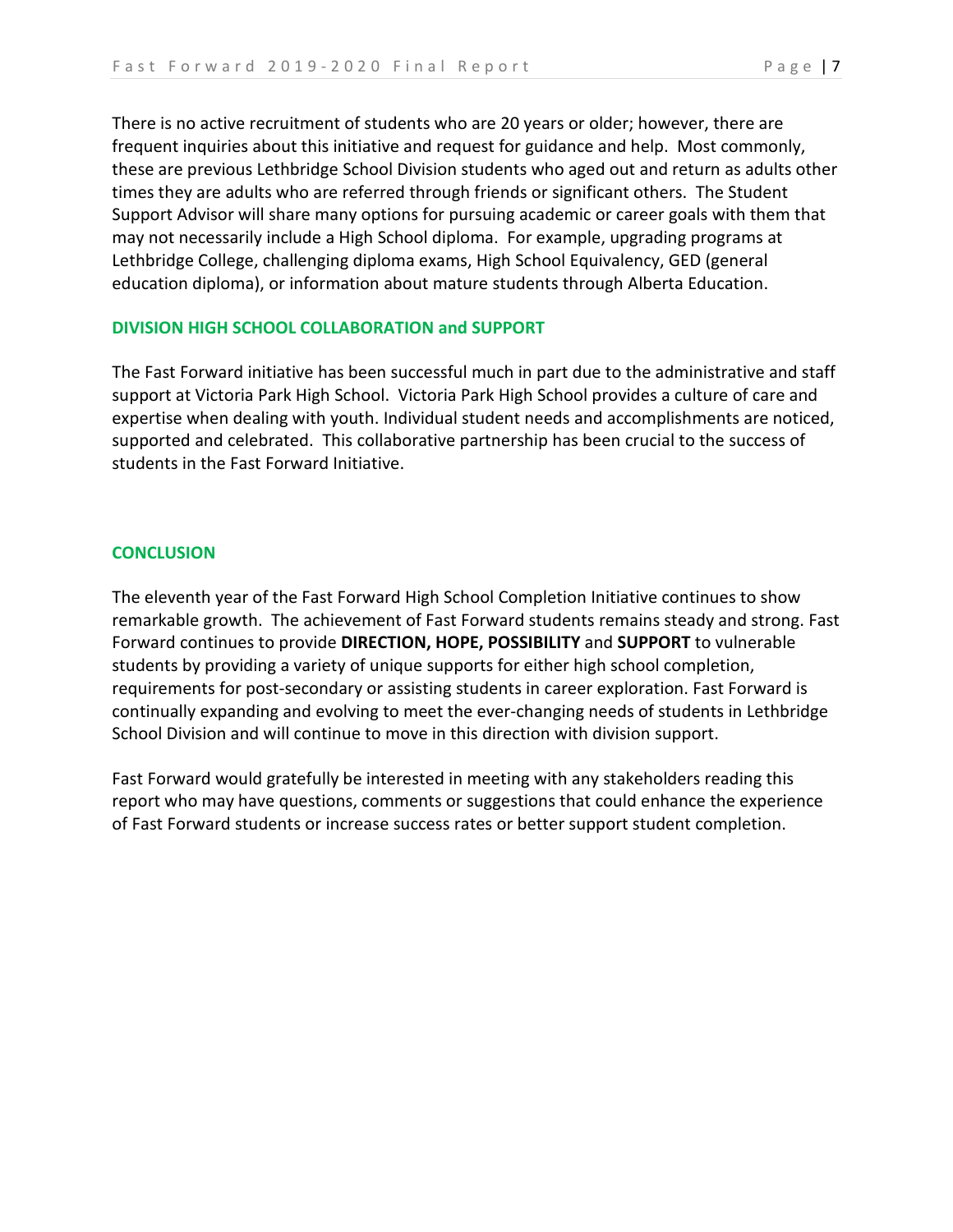There is no active recruitment of students who are 20 years or older; however, there are frequent inquiries about this initiative and request for guidance and help. Most commonly, these are previous Lethbridge School Division students who aged out and return as adults other times they are adults who are referred through friends or significant others. The Student Support Advisor will share many options for pursuing academic or career goals with them that may not necessarily include a High School diploma. For example, upgrading programs at Lethbridge College, challenging diploma exams, High School Equivalency, GED (general education diploma), or information about mature students through Alberta Education.

## DIVISION HIGH SCHOOL COLLABORATION and SUPPORT

The Fast Forward initiative has been successful much in part due to the administrative and staff support at Victoria Park High School. Victoria Park High School provides a culture of care and expertise when dealing with youth. Individual student needs and accomplishments are noticed, supported and celebrated. This collaborative partnership has been crucial to the success of students in the Fast Forward Initiative.

## CONCLUSION

The eleventh year of the Fast Forward High School Completion Initiative continues to show remarkable growth. The achievement of Fast Forward students remains steady and strong. Fast Forward continues to provide **DIRECTION, HOPE, POSSIBILITY** and **SUPPORT** to vulnerable students by providing a variety of unique supports for either high school completion, requirements for post-secondary or assisting students in career exploration. Fast Forward is continually expanding and evolving to meet the ever-changing needs of students in Lethbridge School Division and will continue to move in this direction with division support.

Fast Forward would gratefully be interested in meeting with any stakeholders reading this report who may have questions, comments or suggestions that could enhance the experience of Fast Forward students or increase success rates or better support student completion.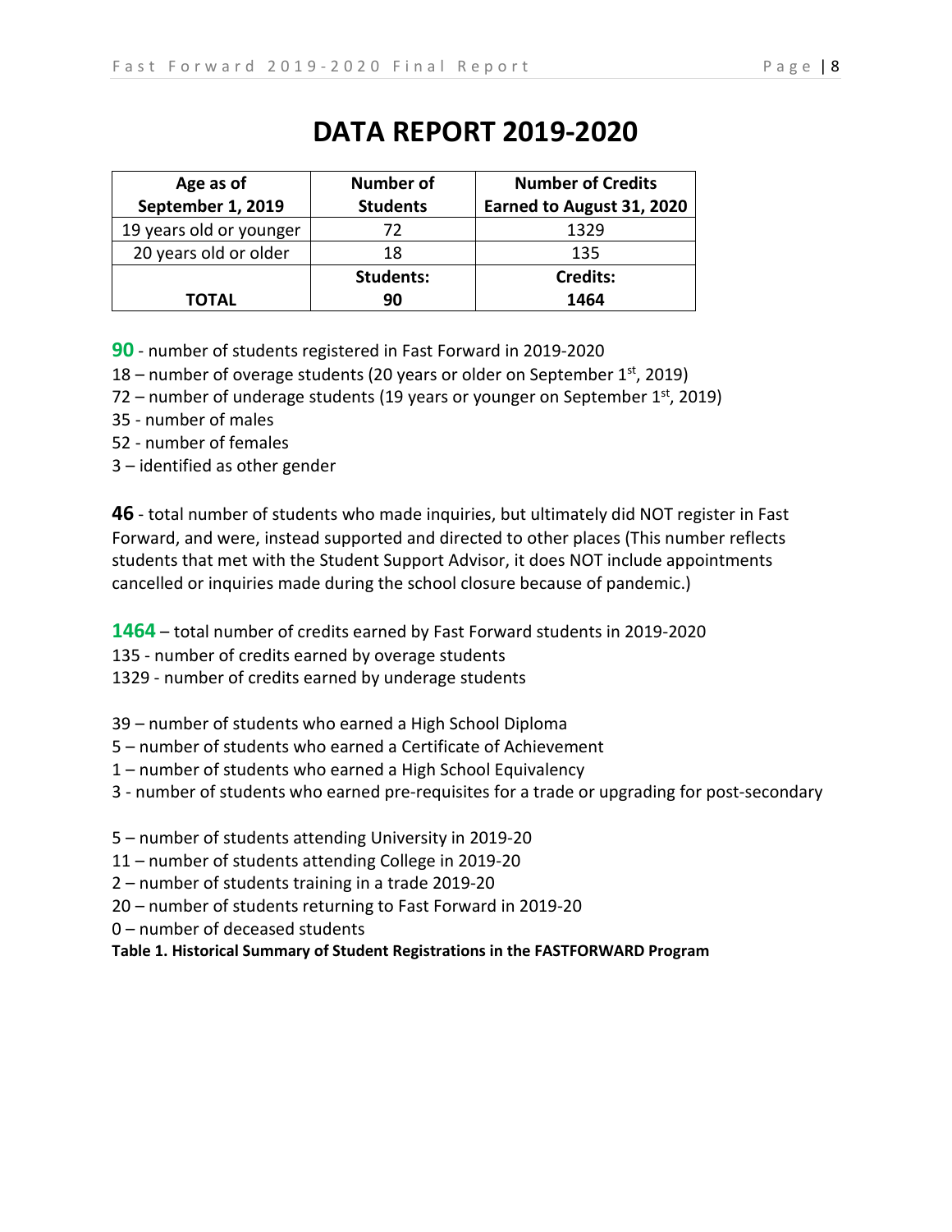# DATA REPORT 2019-2020

| Age as of September 1, 2019 | Number of Students | Number of Credits Earned to August 31, 2020 |
|---|---|---|
| 19 years old or younger | 72 | 1329 |
| 20 years old or older | 18 | 135 |
| **TOTAL** | **Students: 90** | **Credits: 1464** |

**90** - number of students registered in Fast Forward in 2019-2020
18 – number of overage students (20 years or older on September 1st, 2019)
72 – number of underage students (19 years or younger on September 1st, 2019)
35 - number of males
52 - number of females
3 – identified as other gender

**46** - total number of students who made inquiries, but ultimately did NOT register in Fast Forward, and were, instead supported and directed to other places (This number reflects students that met with the Student Support Advisor, it does NOT include appointments cancelled or inquiries made during the school closure because of pandemic.)

**1464** – total number of credits earned by Fast Forward students in 2019-2020
135 - number of credits earned by overage students
1329 - number of credits earned by underage students

39 – number of students who earned a High School Diploma
5 – number of students who earned a Certificate of Achievement
1 – number of students who earned a High School Equivalency
3 - number of students who earned pre-requisites for a trade or upgrading for post-secondary

5 – number of students attending University in 2019-20
11 – number of students attending College in 2019-20
2 – number of students training in a trade 2019-20
20 – number of students returning to Fast Forward in 2019-20
0 – number of deceased students

**Table 1. Historical Summary of Student Registrations in the FASTFORWARD Program**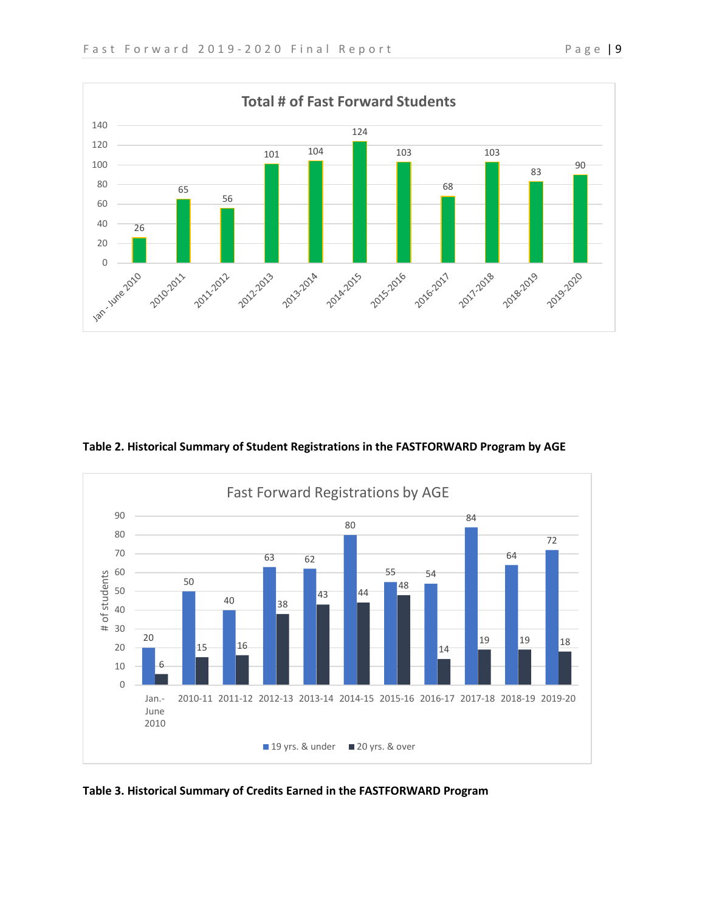**Total # of Fast Forward Students**

| Period | Students |
|---|---|
| Jan - June 2010 | 26 |
| 2010-2011 | 65 |
| 2011-2012 | 56 |
| 2012-2013 | 101 |
| 2013-2014 | 104 |
| 2014-2015 | 124 |
| 2015-2016 | 103 |
| 2016-2017 | 68 |
| 2017-2018 | 103 |
| 2018-2019 | 83 |
| 2019-2020 | 90 |

**Table 2. Historical Summary of Student Registrations in the FASTFORWARD Program by AGE**

Fast Forward Registrations by AGE

| Period | 19 yrs. & under | 20 yrs. & over |
|---|---|---|
| Jan.-June 2010 | 20 | 6 |
| 2010-11 | 50 | 15 |
| 2011-12 | 40 | 16 |
| 2012-13 | 63 | 38 |
| 2013-14 | 62 | 43 |
| 2014-15 | 80 | 44 |
| 2015-16 | 55 | 48 |
| 2016-17 | 54 | 14 |
| 2017-18 | 84 | 19 |
| 2018-19 | 64 | 19 |
| 2019-20 | 72 | 18 |

**Table 3. Historical Summary of Credits Earned in the FASTFORWARD Program**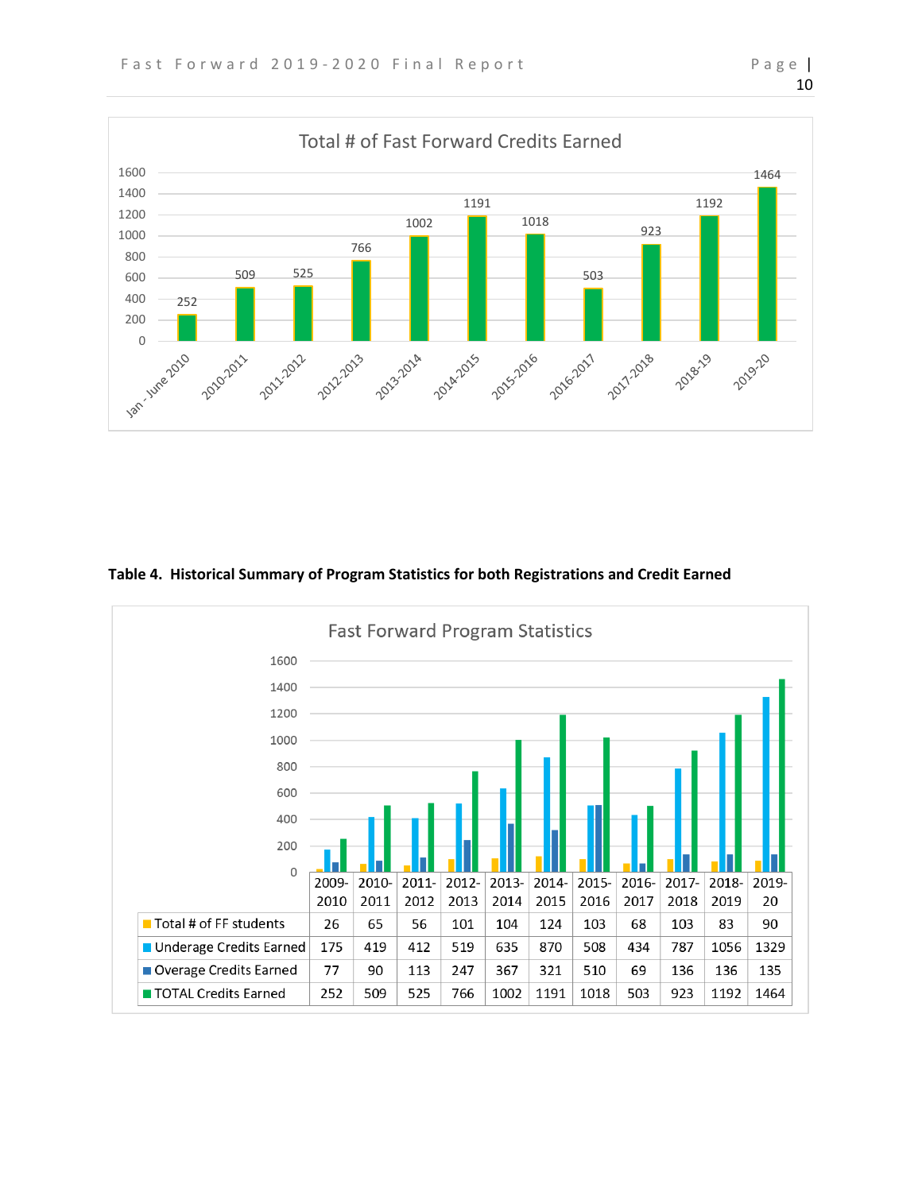Total # of Fast Forward Credits Earned

1600
1400
1200
1000
800
600
400
200
0

252
509
525
766
1002
1191
1018
503
923
1192
1464

Jan - June 2010
2010-2011
2011-2012
2012-2013
2013-2014
2014-2015
2015-2016
2016-2017
2017-2018
2018-19
2019-20

**Table 4. Historical Summary of Program Statistics for both Registrations and Credit Earned**

Fast Forward Program Statistics

1600
1400
1200
1000
800
600
400
200
0

| | 2009-2010 | 2010-2011 | 2011-2012 | 2012-2013 | 2013-2014 | 2014-2015 | 2015-2016 | 2016-2017 | 2017-2018 | 2018-2019 | 2019-20 |
|---|---|---|---|---|---|---|---|---|---|---|---|
| Total # of FF students | 26 | 65 | 56 | 101 | 104 | 124 | 103 | 68 | 103 | 83 | 90 |
| Underage Credits Earned | 175 | 419 | 412 | 519 | 635 | 870 | 508 | 434 | 787 | 1056 | 1329 |
| Overage Credits Earned | 77 | 90 | 113 | 247 | 367 | 321 | 510 | 69 | 136 | 136 | 135 |
| TOTAL Credits Earned | 252 | 509 | 525 | 766 | 1002 | 1191 | 1018 | 503 | 923 | 1192 | 1464 |